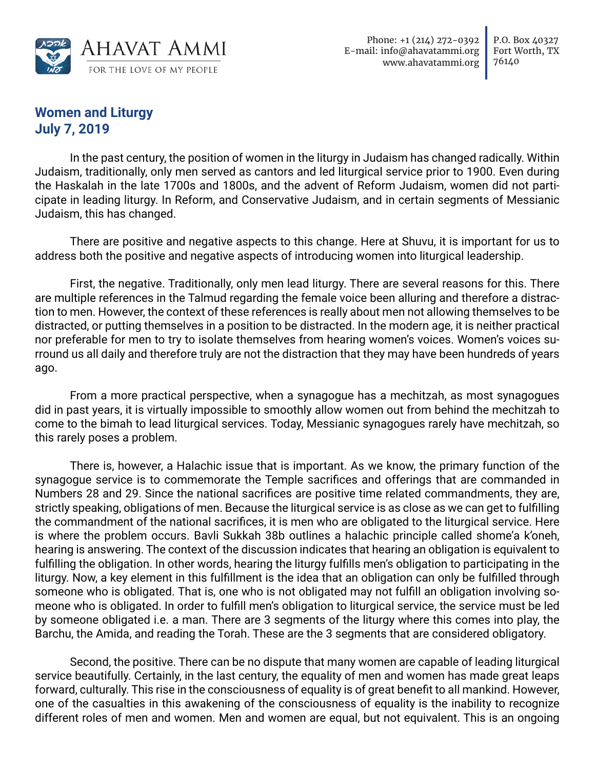Ahavat Ammi
FOR THE LOVE OF MY PEOPLE

Phone: +1 (214) 272-0392
E-mail: info@ahavatammi.org
www.ahavatammi.org

P.O. Box 40327
Fort Worth, TX
76140

## Women and Liturgy
## July 7, 2019

In the past century, the position of women in the liturgy in Judaism has changed radically. Within Judaism, traditionally, only men served as cantors and led liturgical service prior to 1900. Even during the Haskalah in the late 1700s and 1800s, and the advent of Reform Judaism, women did not participate in leading liturgy. In Reform, and Conservative Judaism, and in certain segments of Messianic Judaism, this has changed.

There are positive and negative aspects to this change. Here at Shuvu, it is important for us to address both the positive and negative aspects of introducing women into liturgical leadership.

First, the negative. Traditionally, only men lead liturgy. There are several reasons for this. There are multiple references in the Talmud regarding the female voice been alluring and therefore a distraction to men. However, the context of these references is really about men not allowing themselves to be distracted, or putting themselves in a position to be distracted. In the modern age, it is neither practical nor preferable for men to try to isolate themselves from hearing women's voices. Women's voices surround us all daily and therefore truly are not the distraction that they may have been hundreds of years ago.

From a more practical perspective, when a synagogue has a mechitzah, as most synagogues did in past years, it is virtually impossible to smoothly allow women out from behind the mechitzah to come to the bimah to lead liturgical services. Today, Messianic synagogues rarely have mechitzah, so this rarely poses a problem.

There is, however, a Halachic issue that is important. As we know, the primary function of the synagogue service is to commemorate the Temple sacrifices and offerings that are commanded in Numbers 28 and 29. Since the national sacrifices are positive time related commandments, they are, strictly speaking, obligations of men. Because the liturgical service is as close as we can get to fulfilling the commandment of the national sacrifices, it is men who are obligated to the liturgical service. Here is where the problem occurs. Bavli Sukkah 38b outlines a halachic principle called shome'a k'oneh, hearing is answering. The context of the discussion indicates that hearing an obligation is equivalent to fulfilling the obligation. In other words, hearing the liturgy fulfills men's obligation to participating in the liturgy. Now, a key element in this fulfillment is the idea that an obligation can only be fulfilled through someone who is obligated. That is, one who is not obligated may not fulfill an obligation involving someone who is obligated. In order to fulfill men's obligation to liturgical service, the service must be led by someone obligated i.e. a man. There are 3 segments of the liturgy where this comes into play, the Barchu, the Amida, and reading the Torah. These are the 3 segments that are considered obligatory.

Second, the positive. There can be no dispute that many women are capable of leading liturgical service beautifully. Certainly, in the last century, the equality of men and women has made great leaps forward, culturally. This rise in the consciousness of equality is of great benefit to all mankind. However, one of the casualties in this awakening of the consciousness of equality is the inability to recognize different roles of men and women. Men and women are equal, but not equivalent. This is an ongoing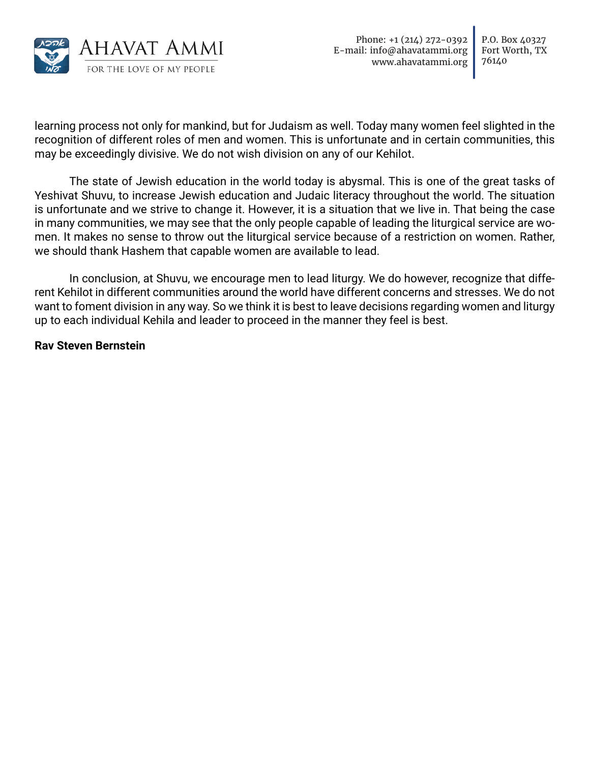learning process not only for mankind, but for Judaism as well. Today many women feel slighted in the recognition of different roles of men and women. This is unfortunate and in certain communities, this may be exceedingly divisive. We do not wish division on any of our Kehilot.

The state of Jewish education in the world today is abysmal. This is one of the great tasks of Yeshivat Shuvu, to increase Jewish education and Judaic literacy throughout the world. The situation is unfortunate and we strive to change it. However, it is a situation that we live in. That being the case in many communities, we may see that the only people capable of leading the liturgical service are women. It makes no sense to throw out the liturgical service because of a restriction on women. Rather, we should thank Hashem that capable women are available to lead.

In conclusion, at Shuvu, we encourage men to lead liturgy. We do however, recognize that different Kehilot in different communities around the world have different concerns and stresses. We do not want to foment division in any way. So we think it is best to leave decisions regarding women and liturgy up to each individual Kehila and leader to proceed in the manner they feel is best.

**Rav Steven Bernstein**